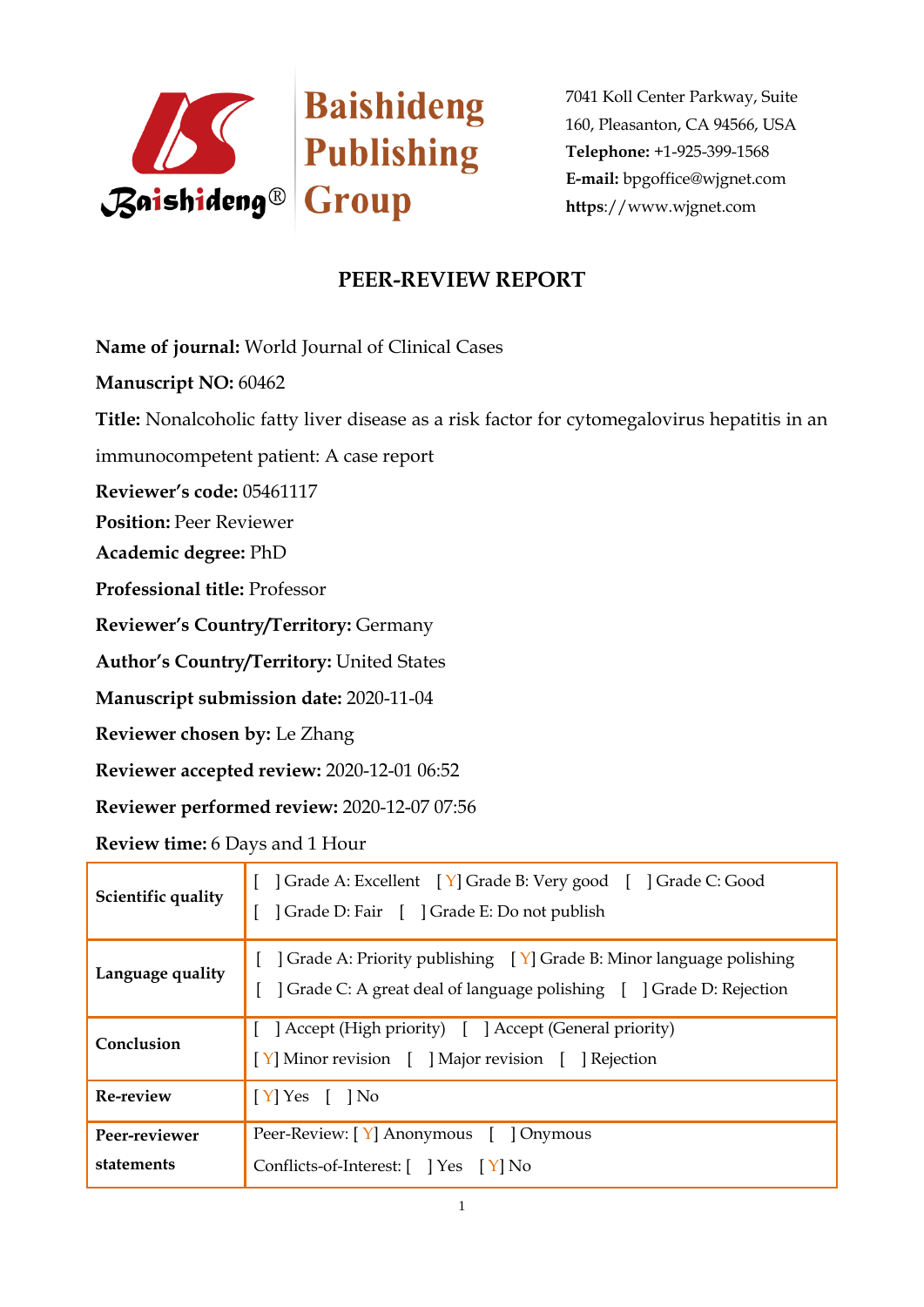Baishideng Publishing Group

7041 Koll Center Parkway, Suite 160, Pleasanton, CA 94566, USA
**Telephone:** +1-925-399-1568
**E-mail:** bpgoffice@wjgnet.com
**https**://www.wjgnet.com

# PEER-REVIEW REPORT

**Name of journal:** World Journal of Clinical Cases

**Manuscript NO:** 60462

**Title:** Nonalcoholic fatty liver disease as a risk factor for cytomegalovirus hepatitis in an immunocompetent patient: A case report

**Reviewer's code:** 05461117

**Position:** Peer Reviewer

**Academic degree:** PhD

**Professional title:** Professor

**Reviewer's Country/Territory:** Germany

**Author's Country/Territory:** United States

**Manuscript submission date:** 2020-11-04

**Reviewer chosen by:** Le Zhang

**Reviewer accepted review:** 2020-12-01 06:52

**Reviewer performed review:** 2020-12-07 07:56

**Review time:** 6 Days and 1 Hour

| | |
|---|---|
| **Scientific quality** | [ ] Grade A: Excellent [ Y] Grade B: Very good [ ] Grade C: Good [ ] Grade D: Fair [ ] Grade E: Do not publish |
| **Language quality** | [ ] Grade A: Priority publishing [ Y] Grade B: Minor language polishing [ ] Grade C: A great deal of language polishing [ ] Grade D: Rejection |
| **Conclusion** | [ ] Accept (High priority) [ ] Accept (General priority) [ Y] Minor revision [ ] Major revision [ ] Rejection |
| **Re-review** | [ Y] Yes [ ] No |
| **Peer-reviewer statements** | Peer-Review: [ Y] Anonymous [ ] Onymous Conflicts-of-Interest: [ ] Yes [ Y] No |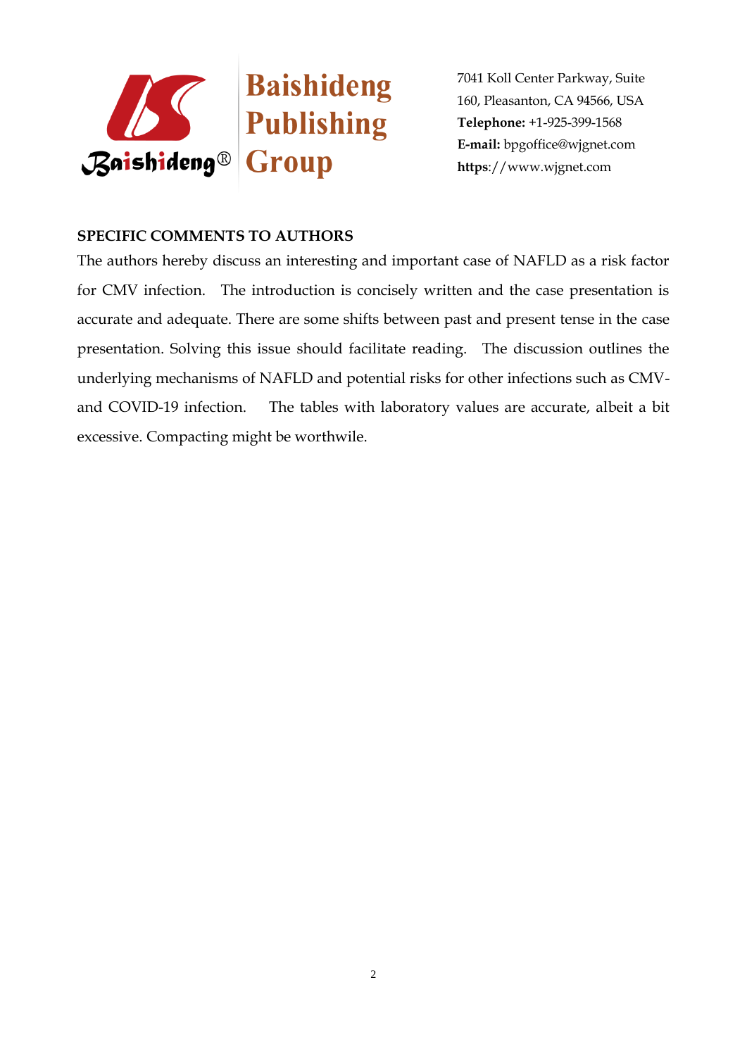## SPECIFIC COMMENTS TO AUTHORS

The authors hereby discuss an interesting and important case of NAFLD as a risk factor for CMV infection. The introduction is concisely written and the case presentation is accurate and adequate. There are some shifts between past and present tense in the case presentation. Solving this issue should facilitate reading. The discussion outlines the underlying mechanisms of NAFLD and potential risks for other infections such as CMV- and COVID-19 infection. The tables with laboratory values are accurate, albeit a bit excessive. Compacting might be worthwile.